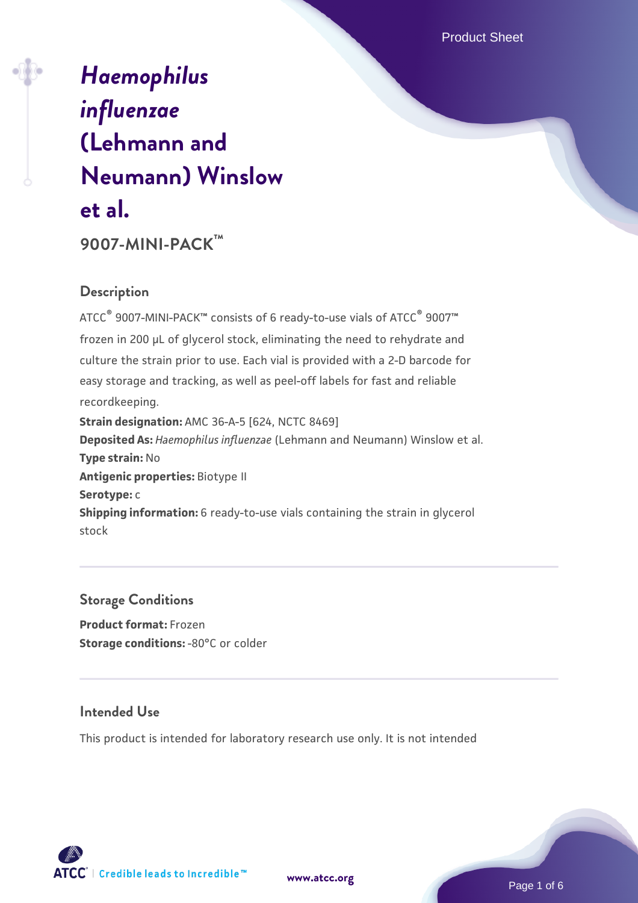# *Haemophilus influenzae* (Lehmann and Neumann) Winslow et al.

## 9007-MINI-PACK™

### Description

ATCC® 9007-MINI-PACK™ consists of 6 ready-to-use vials of ATCC® 9007™ frozen in 200 µL of glycerol stock, eliminating the need to rehydrate and culture the strain prior to use. Each vial is provided with a 2-D barcode for easy storage and tracking, as well as peel-off labels for fast and reliable recordkeeping.

**Strain designation:** AMC 36-A-5 [624, NCTC 8469]

**Deposited As:** *Haemophilus influenzae* (Lehmann and Neumann) Winslow et al.

**Type strain:** No

**Antigenic properties:** Biotype II

**Serotype:** c

**Shipping information:** 6 ready-to-use vials containing the strain in glycerol stock

### Storage Conditions

**Product format:** Frozen

**Storage conditions:** -80°C or colder

### Intended Use

This product is intended for laboratory research use only. It is not intended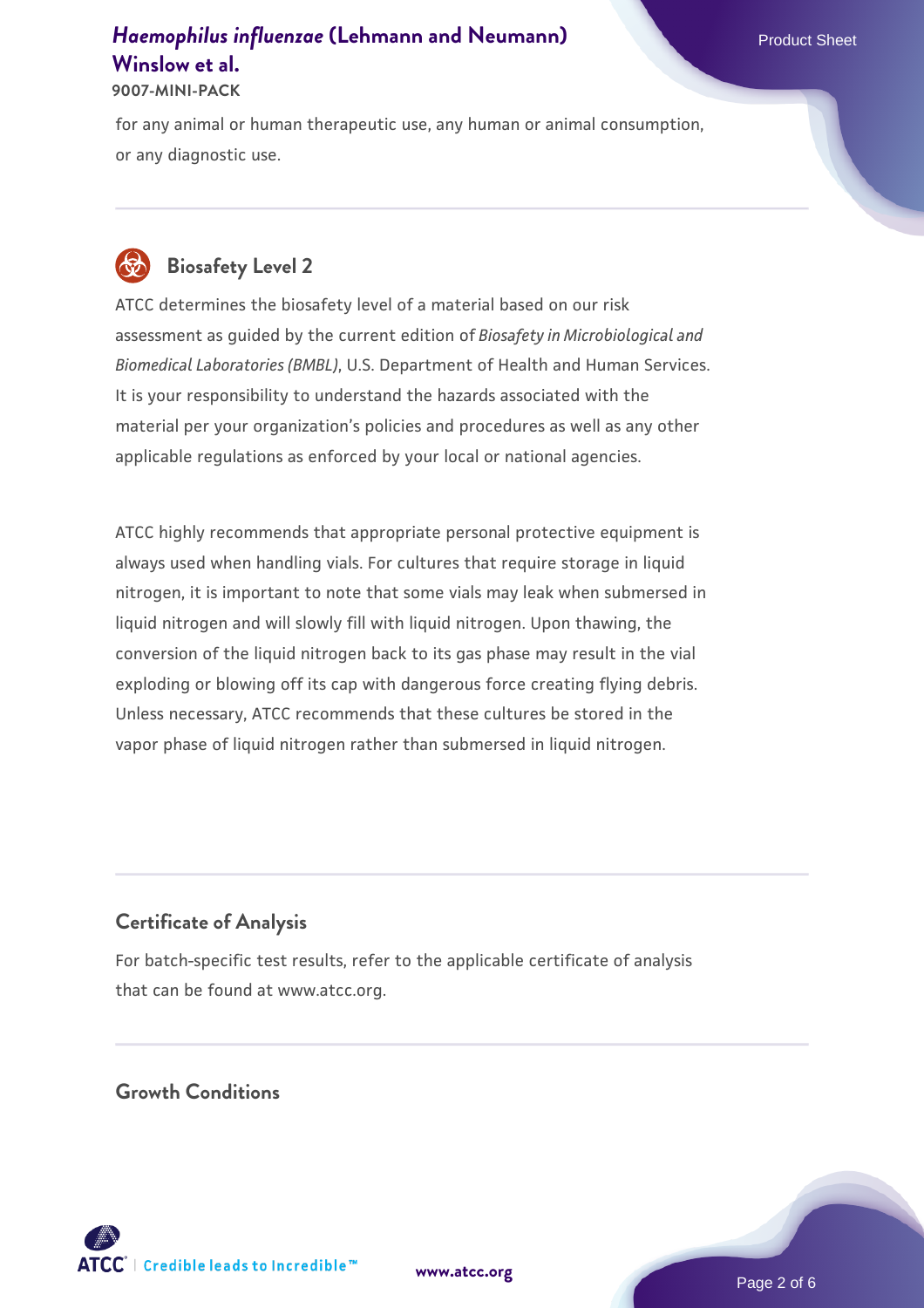for any animal or human therapeutic use, any human or animal consumption, or any diagnostic use.

## Biosafety Level 2

ATCC determines the biosafety level of a material based on our risk assessment as guided by the current edition of *Biosafety in Microbiological and Biomedical Laboratories (BMBL)*, U.S. Department of Health and Human Services. It is your responsibility to understand the hazards associated with the material per your organization's policies and procedures as well as any other applicable regulations as enforced by your local or national agencies.

ATCC highly recommends that appropriate personal protective equipment is always used when handling vials. For cultures that require storage in liquid nitrogen, it is important to note that some vials may leak when submersed in liquid nitrogen and will slowly fill with liquid nitrogen. Upon thawing, the conversion of the liquid nitrogen back to its gas phase may result in the vial exploding or blowing off its cap with dangerous force creating flying debris. Unless necessary, ATCC recommends that these cultures be stored in the vapor phase of liquid nitrogen rather than submersed in liquid nitrogen.

## Certificate of Analysis

For batch-specific test results, refer to the applicable certificate of analysis that can be found at www.atcc.org.

## Growth Conditions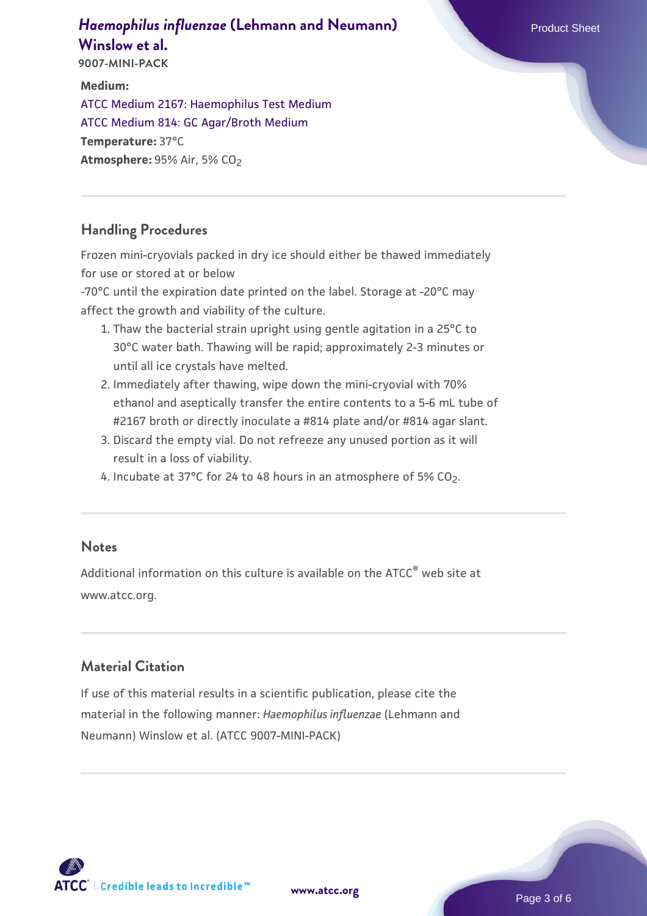**Medium:**
ATCC Medium 2167: Haemophilus Test Medium
ATCC Medium 814: GC Agar/Broth Medium
**Temperature:** 37°C
**Atmosphere:** 95% Air, 5% $CO_2$

## Handling Procedures

Frozen mini-cryovials packed in dry ice should either be thawed immediately for use or stored at or below -70°C until the expiration date printed on the label. Storage at -20°C may affect the growth and viability of the culture.

1. Thaw the bacterial strain upright using gentle agitation in a 25°C to 30°C water bath. Thawing will be rapid; approximately 2-3 minutes or until all ice crystals have melted.
2. Immediately after thawing, wipe down the mini-cryovial with 70% ethanol and aseptically transfer the entire contents to a 5-6 mL tube of #2167 broth or directly inoculate a #814 plate and/or #814 agar slant.
3. Discard the empty vial. Do not refreeze any unused portion as it will result in a loss of viability.
4. Incubate at 37°C for 24 to 48 hours in an atmosphere of 5% $CO_2$.

## Notes

Additional information on this culture is available on the ATCC® web site at www.atcc.org.

## Material Citation

If use of this material results in a scientific publication, please cite the material in the following manner: *Haemophilus influenzae* (Lehmann and Neumann) Winslow et al. (ATCC 9007-MINI-PACK)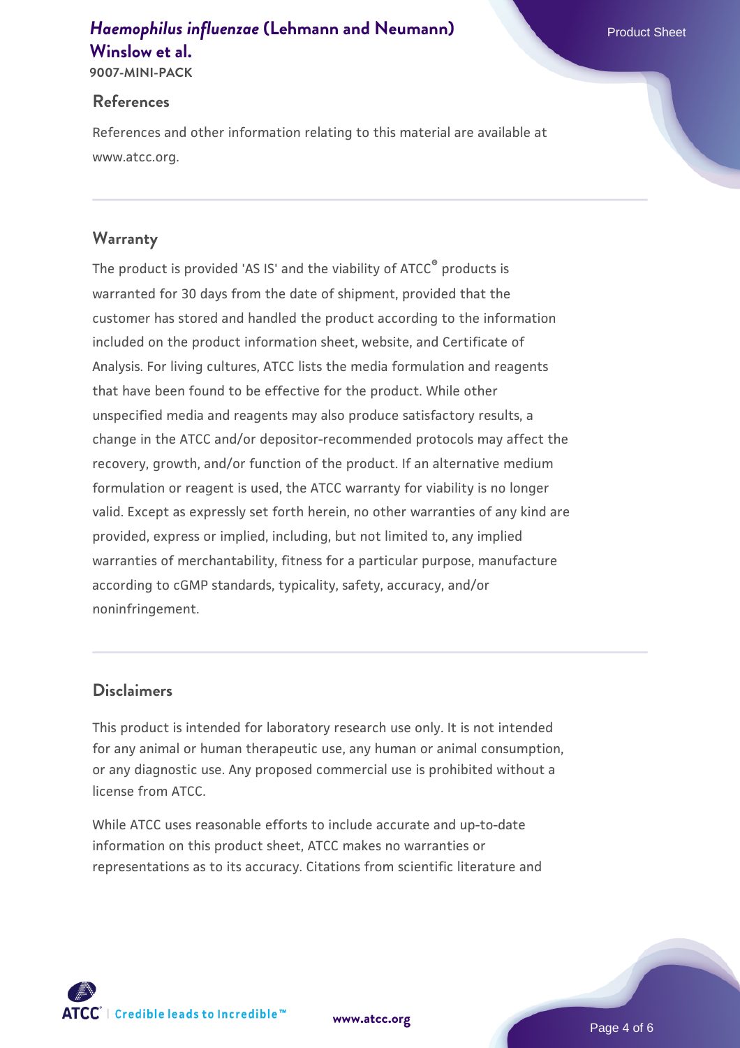## References

References and other information relating to this material are available at www.atcc.org.

## Warranty

The product is provided 'AS IS' and the viability of ATCC® products is warranted for 30 days from the date of shipment, provided that the customer has stored and handled the product according to the information included on the product information sheet, website, and Certificate of Analysis. For living cultures, ATCC lists the media formulation and reagents that have been found to be effective for the product. While other unspecified media and reagents may also produce satisfactory results, a change in the ATCC and/or depositor-recommended protocols may affect the recovery, growth, and/or function of the product. If an alternative medium formulation or reagent is used, the ATCC warranty for viability is no longer valid. Except as expressly set forth herein, no other warranties of any kind are provided, express or implied, including, but not limited to, any implied warranties of merchantability, fitness for a particular purpose, manufacture according to cGMP standards, typicality, safety, accuracy, and/or noninfringement.

## Disclaimers

This product is intended for laboratory research use only. It is not intended for any animal or human therapeutic use, any human or animal consumption, or any diagnostic use. Any proposed commercial use is prohibited without a license from ATCC.

While ATCC uses reasonable efforts to include accurate and up-to-date information on this product sheet, ATCC makes no warranties or representations as to its accuracy. Citations from scientific literature and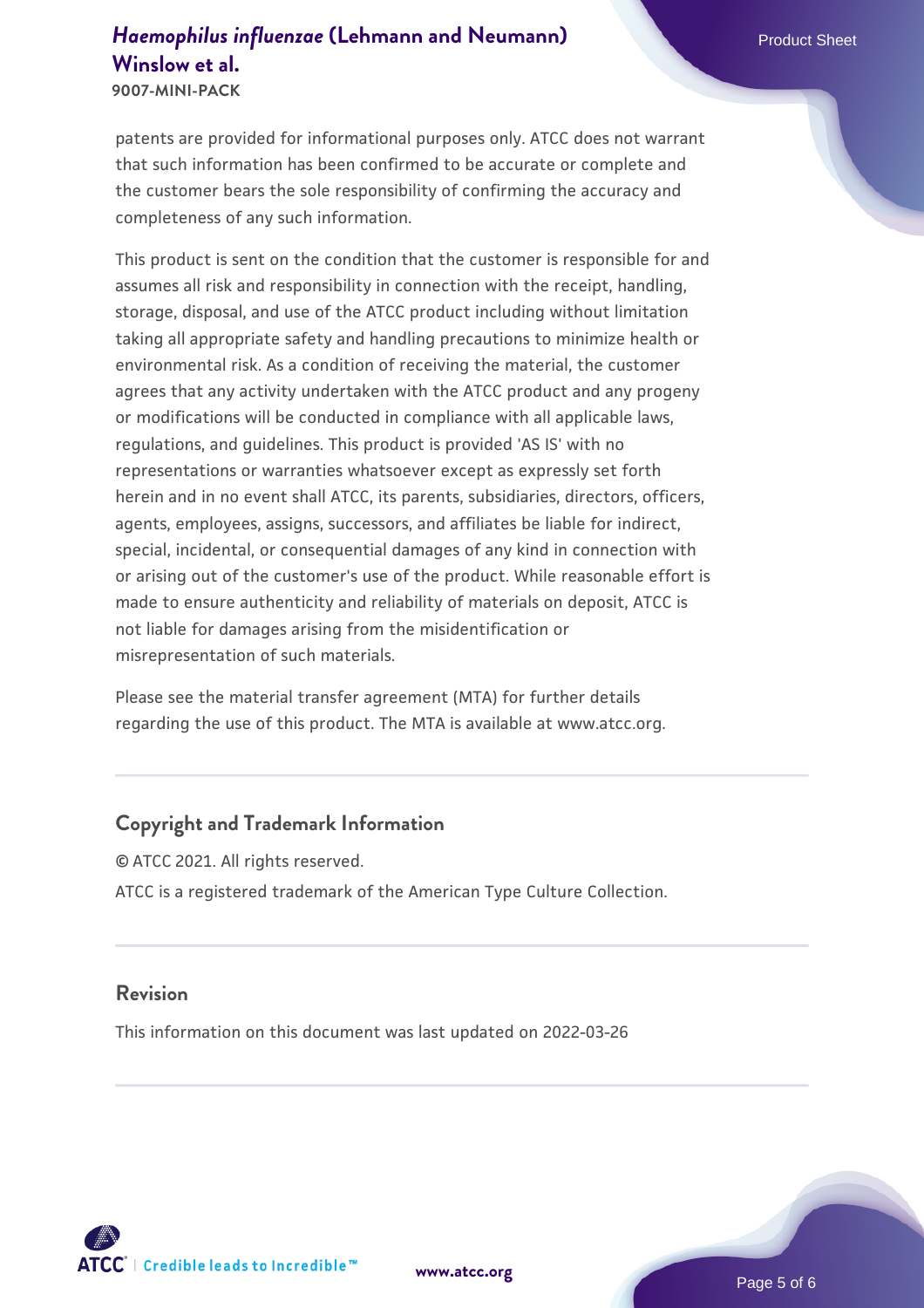patents are provided for informational purposes only. ATCC does not warrant that such information has been confirmed to be accurate or complete and the customer bears the sole responsibility of confirming the accuracy and completeness of any such information.

This product is sent on the condition that the customer is responsible for and assumes all risk and responsibility in connection with the receipt, handling, storage, disposal, and use of the ATCC product including without limitation taking all appropriate safety and handling precautions to minimize health or environmental risk. As a condition of receiving the material, the customer agrees that any activity undertaken with the ATCC product and any progeny or modifications will be conducted in compliance with all applicable laws, regulations, and guidelines. This product is provided 'AS IS' with no representations or warranties whatsoever except as expressly set forth herein and in no event shall ATCC, its parents, subsidiaries, directors, officers, agents, employees, assigns, successors, and affiliates be liable for indirect, special, incidental, or consequential damages of any kind in connection with or arising out of the customer's use of the product. While reasonable effort is made to ensure authenticity and reliability of materials on deposit, ATCC is not liable for damages arising from the misidentification or misrepresentation of such materials.

Please see the material transfer agreement (MTA) for further details regarding the use of this product. The MTA is available at www.atcc.org.

## Copyright and Trademark Information

© ATCC 2021. All rights reserved.

ATCC is a registered trademark of the American Type Culture Collection.

## Revision

This information on this document was last updated on 2022-03-26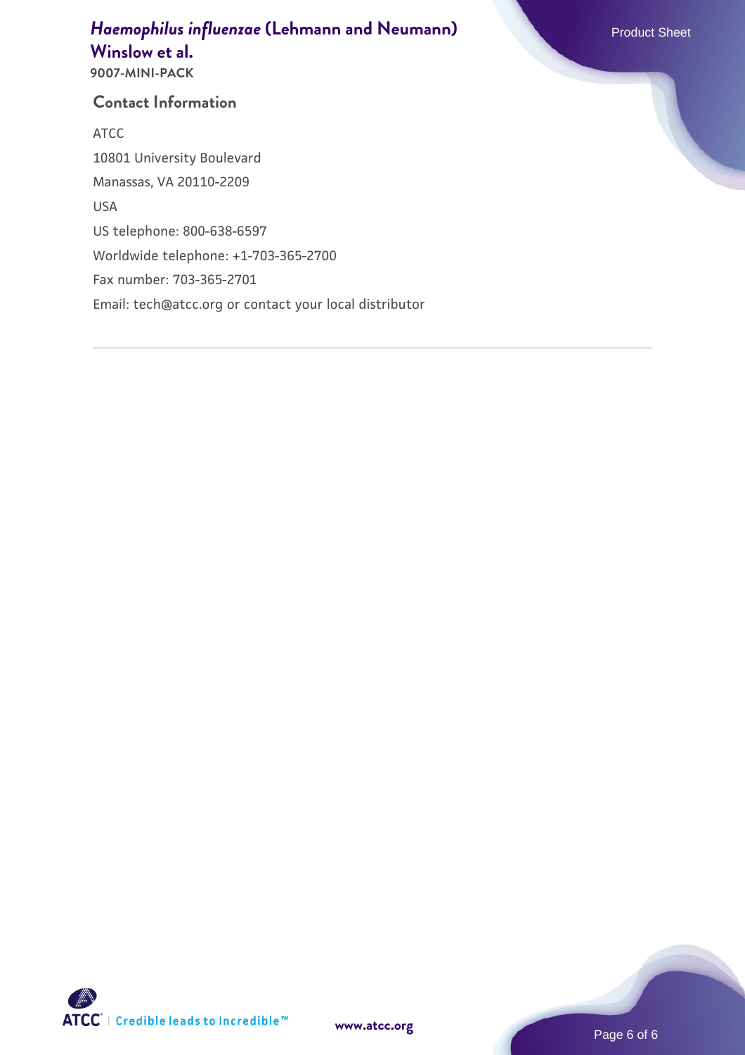## Contact Information

ATCC

10801 University Boulevard

Manassas, VA 20110-2209

USA

US telephone: 800-638-6597

Worldwide telephone: +1-703-365-2700

Fax number: 703-365-2701

Email: tech@atcc.org or contact your local distributor